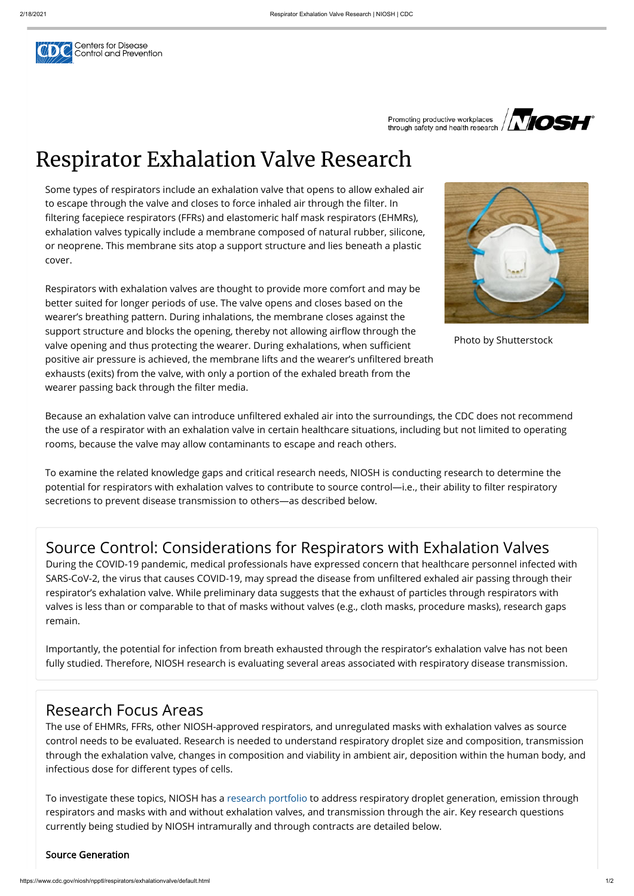# Respirator Exhalation Valve Research

Some types of respirators include an exhalation valve that opens to allow exhaled air to escape through the valve and closes to force inhaled air through the filter. In filtering facepiece respirators (FFRs) and elastomeric half mask respirators (EHMRs), exhalation valves typically include a membrane composed of natural rubber, silicone, or neoprene. This membrane sits atop a support structure and lies beneath a plastic cover.

Respirators with exhalation valves are thought to provide more comfort and may be better suited for longer periods of use. The valve opens and closes based on the wearer's breathing pattern. During inhalations, the membrane closes against the support structure and blocks the opening, thereby not allowing airflow through the valve opening and thus protecting the wearer. During exhalations, when sufficient positive air pressure is achieved, the membrane lifts and the wearer's unfiltered breath exhausts (exits) from the valve, with only a portion of the exhaled breath from the wearer passing back through the filter media.

Photo by Shutterstock

Because an exhalation valve can introduce unfiltered exhaled air into the surroundings, the CDC does not recommend the use of a respirator with an exhalation valve in certain healthcare situations, including but not limited to operating rooms, because the valve may allow contaminants to escape and reach others.

To examine the related knowledge gaps and critical research needs, NIOSH is conducting research to determine the potential for respirators with exhalation valves to contribute to source control—i.e., their ability to filter respiratory secretions to prevent disease transmission to others—as described below.

## Source Control: Considerations for Respirators with Exhalation Valves

During the COVID-19 pandemic, medical professionals have expressed concern that healthcare personnel infected with SARS-CoV-2, the virus that causes COVID-19, may spread the disease from unfiltered exhaled air passing through their respirator's exhalation valve. While preliminary data suggests that the exhaust of particles through respirators with valves is less than or comparable to that of masks without valves (e.g., cloth masks, procedure masks), research gaps remain.

Importantly, the potential for infection from breath exhausted through the respirator's exhalation valve has not been fully studied. Therefore, NIOSH research is evaluating several areas associated with respiratory disease transmission.

## Research Focus Areas

The use of EHMRs, FFRs, other NIOSH-approved respirators, and unregulated masks with exhalation valves as source control needs to be evaluated. Research is needed to understand respiratory droplet size and composition, transmission through the exhalation valve, changes in composition and viability in ambient air, deposition within the human body, and infectious dose for different types of cells.

To investigate these topics, NIOSH has a research portfolio to address respiratory droplet generation, emission through respirators and masks with and without exhalation valves, and transmission through the air. Key research questions currently being studied by NIOSH intramurally and through contracts are detailed below.

### Source Generation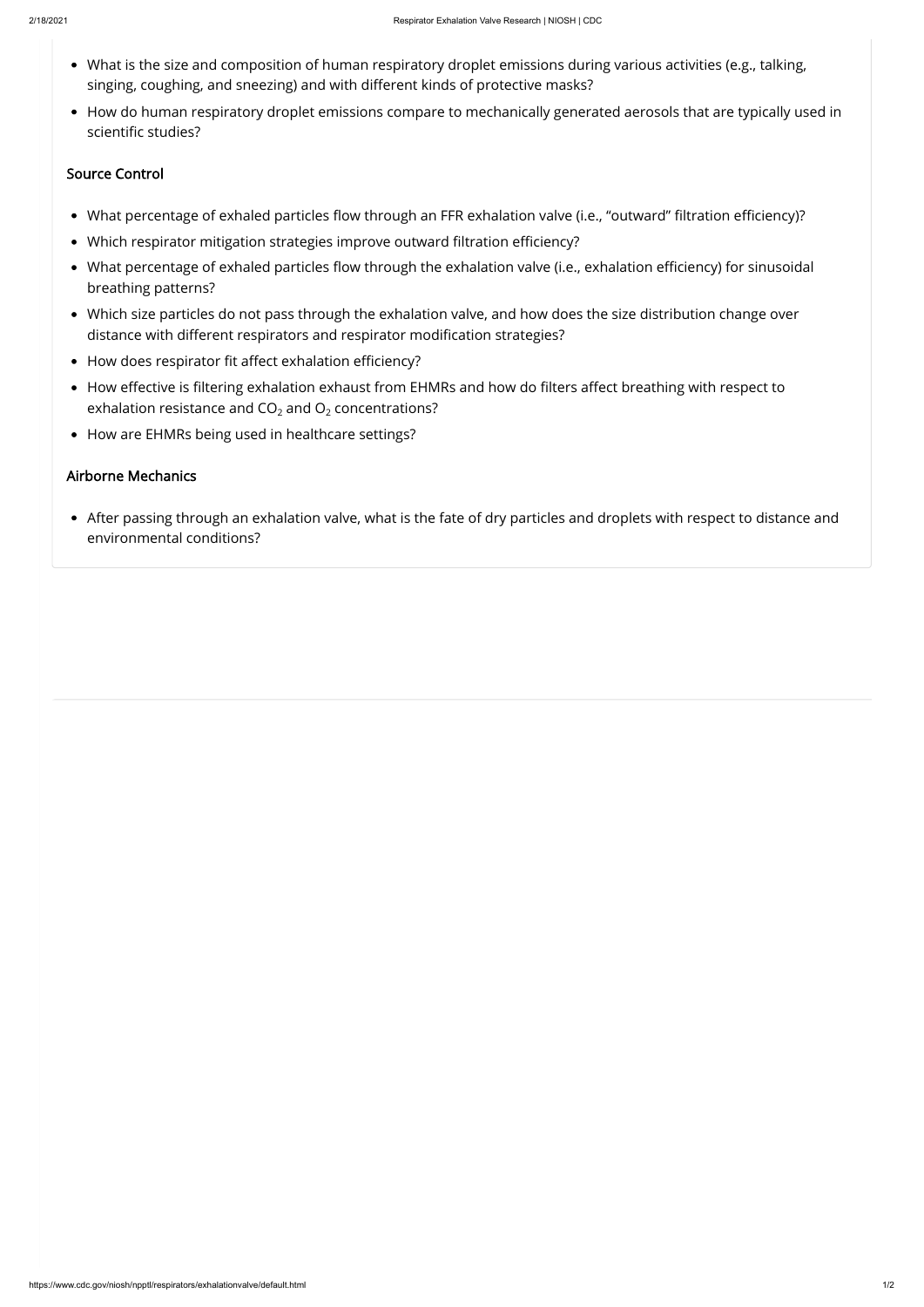- What is the size and composition of human respiratory droplet emissions during various activities (e.g., talking, singing, coughing, and sneezing) and with different kinds of protective masks?
- How do human respiratory droplet emissions compare to mechanically generated aerosols that are typically used in scientific studies?

### Source Control

- What percentage of exhaled particles flow through an FFR exhalation valve (i.e., "outward" filtration efficiency)?
- Which respirator mitigation strategies improve outward filtration efficiency?
- What percentage of exhaled particles flow through the exhalation valve (i.e., exhalation efficiency) for sinusoidal breathing patterns?
- Which size particles do not pass through the exhalation valve, and how does the size distribution change over distance with different respirators and respirator modification strategies?
- How does respirator fit affect exhalation efficiency?
- How effective is filtering exhalation exhaust from EHMRs and how do filters affect breathing with respect to exhalation resistance and $CO_2$ and $O_2$ concentrations?
- How are EHMRs being used in healthcare settings?

### Airborne Mechanics

- After passing through an exhalation valve, what is the fate of dry particles and droplets with respect to distance and environmental conditions?